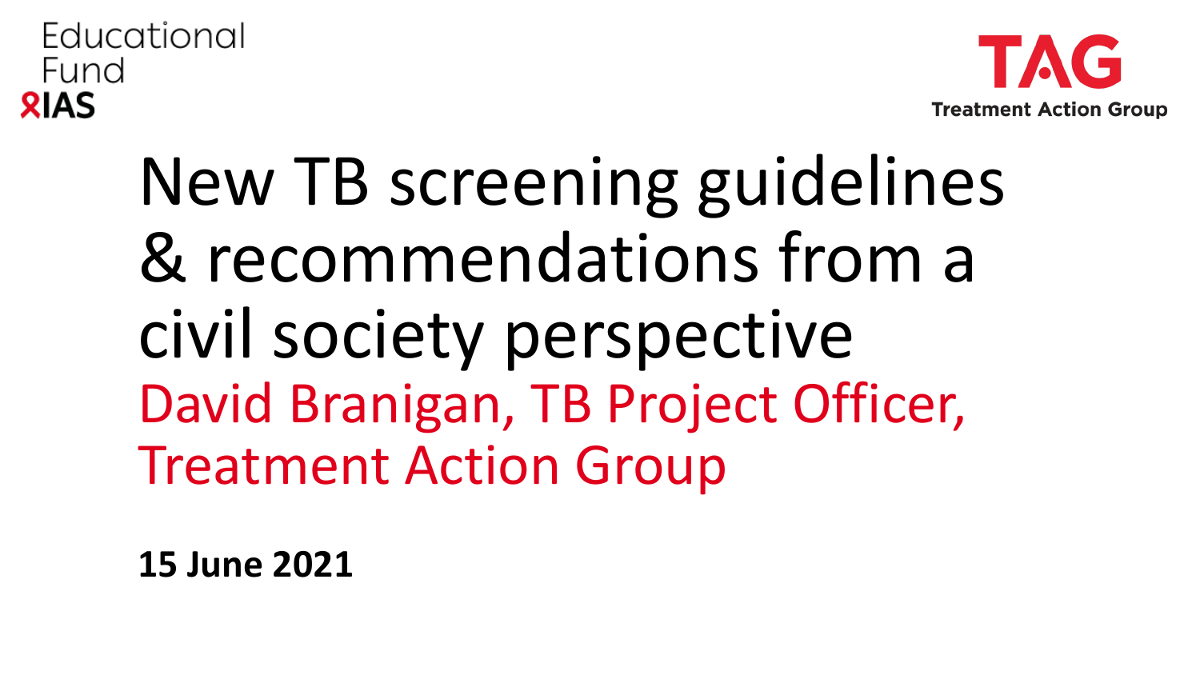Educational Fund
IAS

TAG
Treatment Action Group

# New TB screening guidelines & recommendations from a civil society perspective

David Branigan, TB Project Officer, Treatment Action Group

**15 June 2021**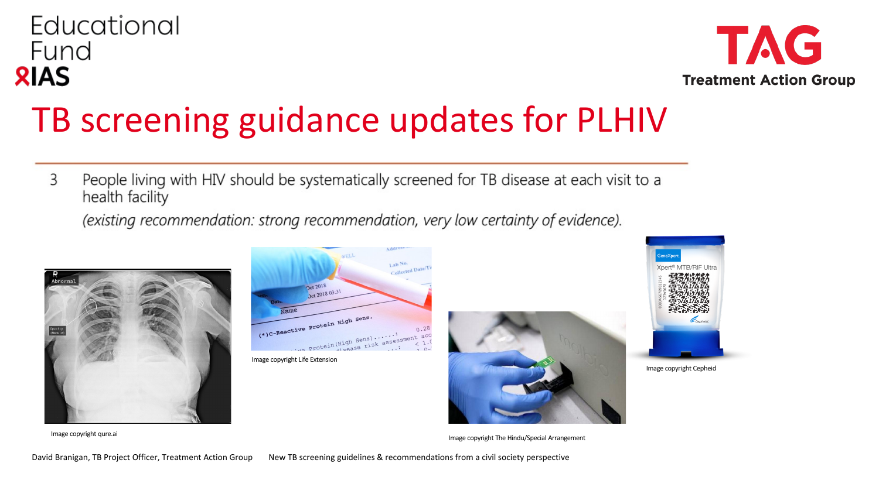# TB screening guidance updates for PLHIV

3 People living with HIV should be systematically screened for TB disease at each visit to a health facility

*(existing recommendation: strong recommendation, very low certainty of evidence).*

Image copyright qure.ai

Image copyright Life Extension

Image copyright The Hindu/Special Arrangement

Image copyright Cepheid

David Branigan, TB Project Officer, Treatment Action Group New TB screening guidelines & recommendations from a civil society perspective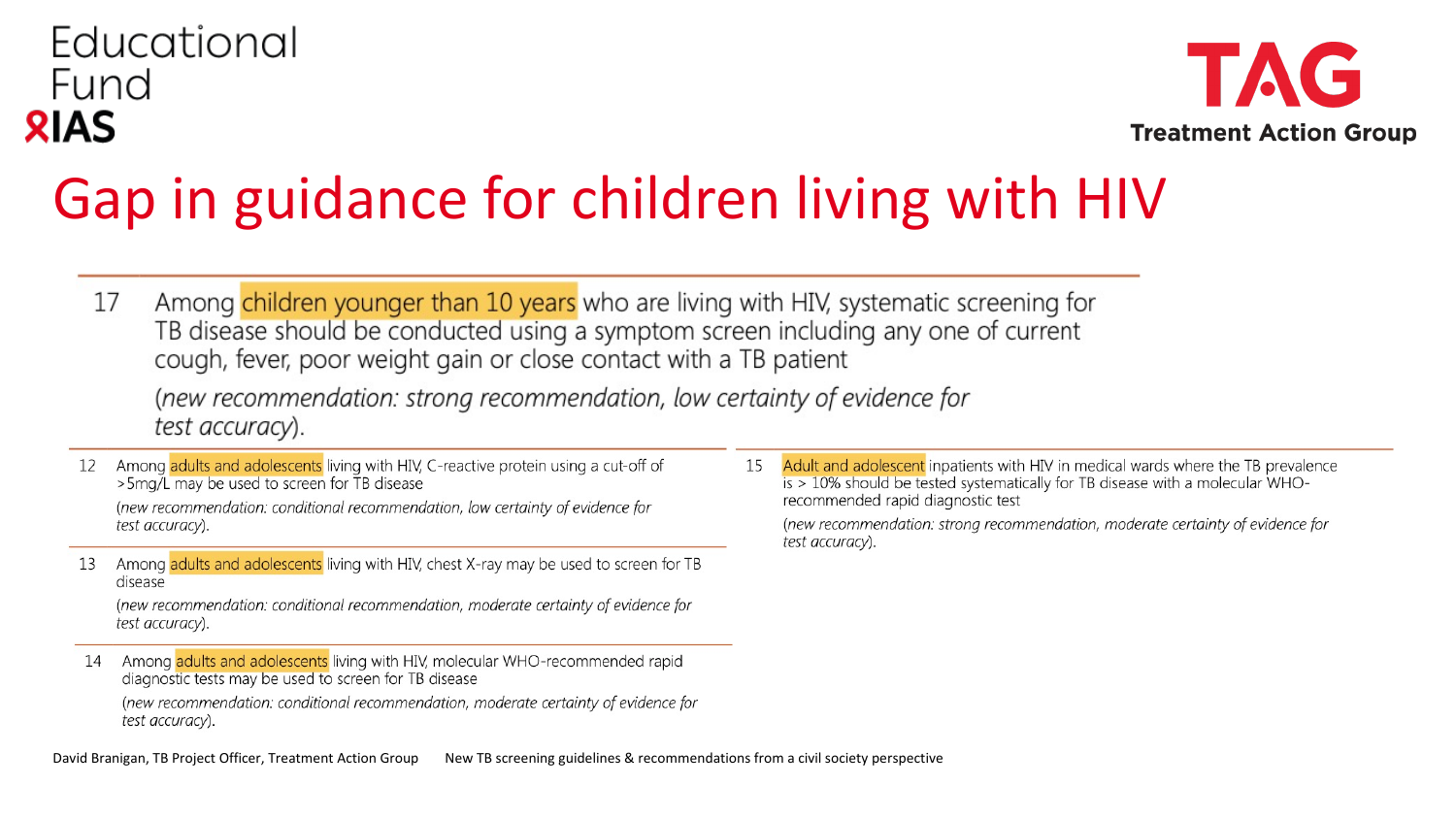# Gap in guidance for children living with HIV

17 Among children younger than 10 years who are living with HIV, systematic screening for TB disease should be conducted using a symptom screen including any one of current cough, fever, poor weight gain or close contact with a TB patient

*(new recommendation: strong recommendation, low certainty of evidence for test accuracy).*

12 Among adults and adolescents living with HIV, C-reactive protein using a cut-off of >5mg/L may be used to screen for TB disease

*(new recommendation: conditional recommendation, low certainty of evidence for test accuracy).*

13 Among adults and adolescents living with HIV, chest X-ray may be used to screen for TB disease

*(new recommendation: conditional recommendation, moderate certainty of evidence for test accuracy).*

14 Among adults and adolescents living with HIV, molecular WHO-recommended rapid diagnostic tests may be used to screen for TB disease

*(new recommendation: conditional recommendation, moderate certainty of evidence for test accuracy).*

15 Adult and adolescent inpatients with HIV in medical wards where the TB prevalence is > 10% should be tested systematically for TB disease with a molecular WHO-recommended rapid diagnostic test

*(new recommendation: strong recommendation, moderate certainty of evidence for test accuracy).*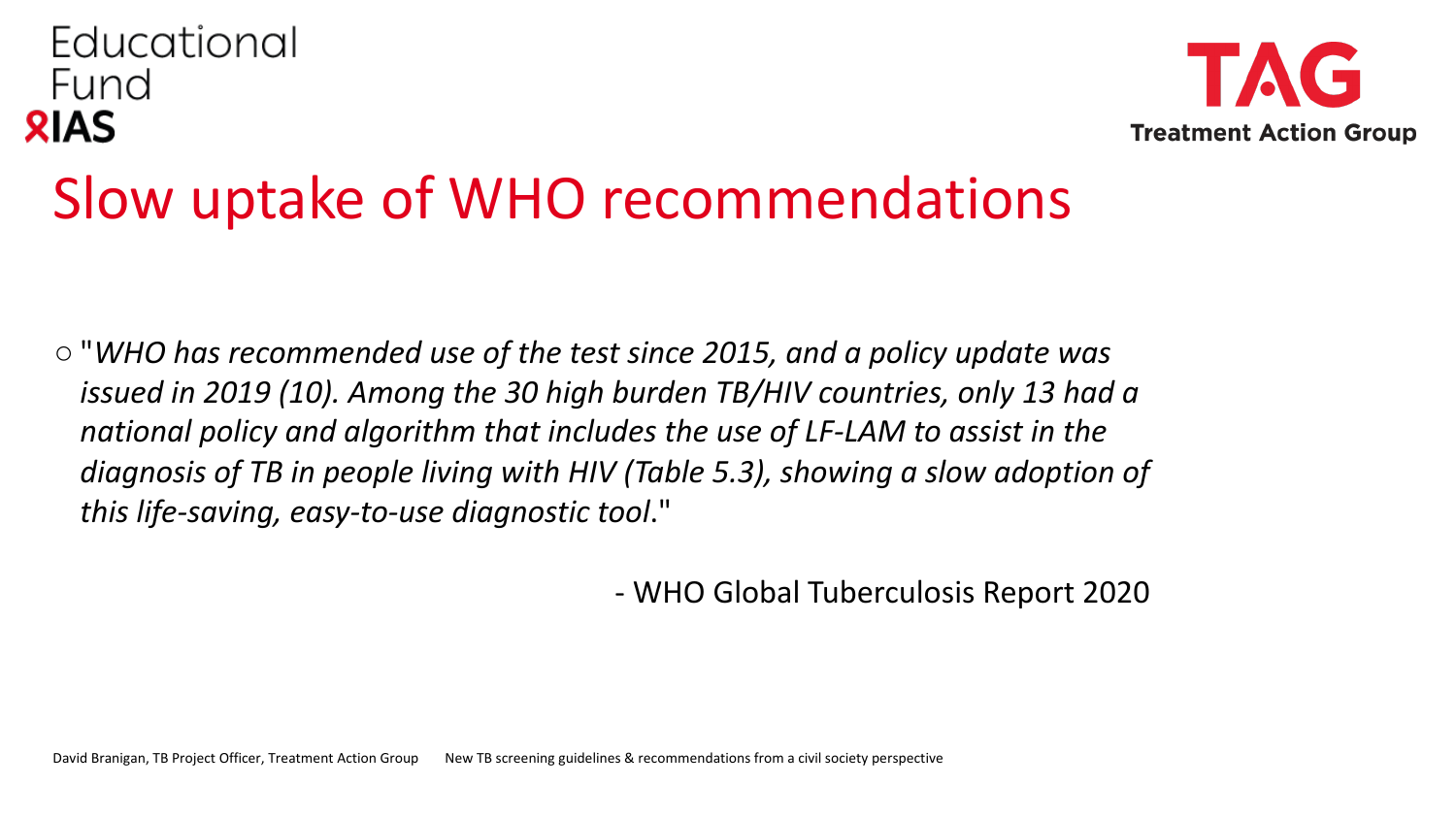# Slow uptake of WHO recommendations

- "*WHO has recommended use of the test since 2015, and a policy update was issued in 2019 (10). Among the 30 high burden TB/HIV countries, only 13 had a national policy and algorithm that includes the use of LF-LAM to assist in the diagnosis of TB in people living with HIV (Table 5.3), showing a slow adoption of this life-saving, easy-to-use diagnostic tool*."

  \- WHO Global Tuberculosis Report 2020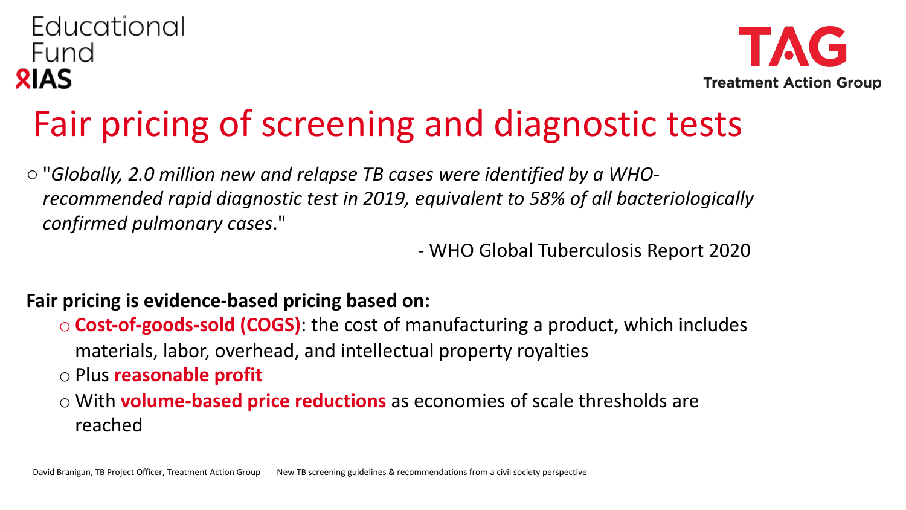# Fair pricing of screening and diagnostic tests

- "*Globally, 2.0 million new and relapse TB cases were identified by a WHO-recommended rapid diagnostic test in 2019, equivalent to 58% of all bacteriologically confirmed pulmonary cases*."

  \- WHO Global Tuberculosis Report 2020

**Fair pricing is evidence-based pricing based on:**

- **Cost-of-goods-sold (COGS)**: the cost of manufacturing a product, which includes materials, labor, overhead, and intellectual property royalties
- Plus **reasonable profit**
- With **volume-based price reductions** as economies of scale thresholds are reached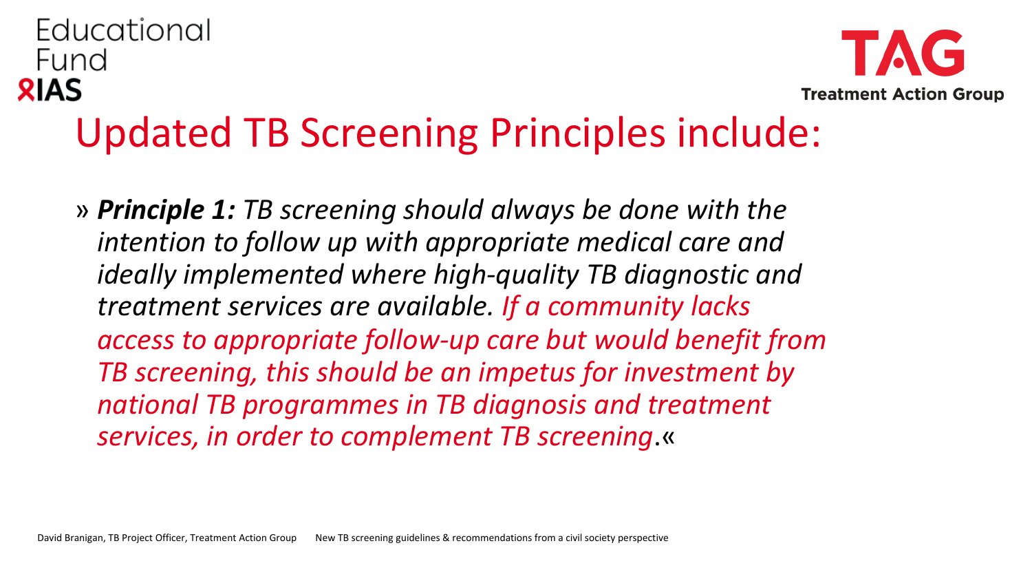# Updated TB Screening Principles include:

» ***Principle 1:*** *TB screening should always be done with the intention to follow up with appropriate medical care and ideally implemented where high-quality TB diagnostic and treatment services are available. If a community lacks access to appropriate follow-up care but would benefit from TB screening, this should be an impetus for investment by national TB programmes in TB diagnosis and treatment services, in order to complement TB screening*.«

David Branigan, TB Project Officer, Treatment Action Group    New TB screening guidelines & recommendations from a civil society perspective